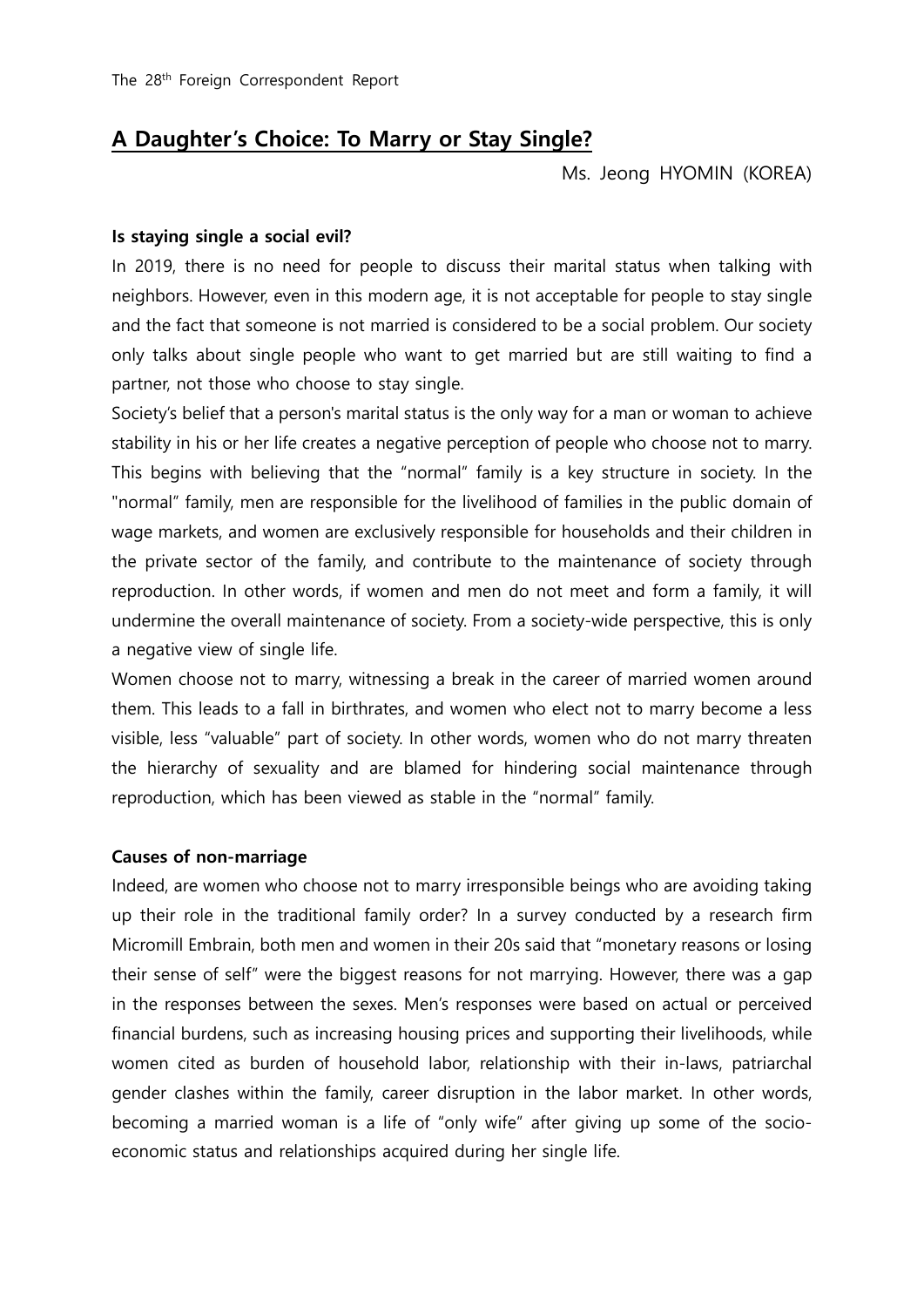# A Daughter's Choice: To Marry or Stay Single?

Ms. Jeong HYOMIN (KOREA)

**Is staying single a social evil?**

In 2019, there is no need for people to discuss their marital status when talking with neighbors. However, even in this modern age, it is not acceptable for people to stay single and the fact that someone is not married is considered to be a social problem. Our society only talks about single people who want to get married but are still waiting to find a partner, not those who choose to stay single.

Society's belief that a person's marital status is the only way for a man or woman to achieve stability in his or her life creates a negative perception of people who choose not to marry. This begins with believing that the "normal" family is a key structure in society. In the "normal" family, men are responsible for the livelihood of families in the public domain of wage markets, and women are exclusively responsible for households and their children in the private sector of the family, and contribute to the maintenance of society through reproduction. In other words, if women and men do not meet and form a family, it will undermine the overall maintenance of society. From a society-wide perspective, this is only a negative view of single life.

Women choose not to marry, witnessing a break in the career of married women around them. This leads to a fall in birthrates, and women who elect not to marry become a less visible, less "valuable" part of society. In other words, women who do not marry threaten the hierarchy of sexuality and are blamed for hindering social maintenance through reproduction, which has been viewed as stable in the "normal" family.

**Causes of non-marriage**

Indeed, are women who choose not to marry irresponsible beings who are avoiding taking up their role in the traditional family order? In a survey conducted by a research firm Micromill Embrain, both men and women in their 20s said that "monetary reasons or losing their sense of self" were the biggest reasons for not marrying. However, there was a gap in the responses between the sexes. Men's responses were based on actual or perceived financial burdens, such as increasing housing prices and supporting their livelihoods, while women cited as burden of household labor, relationship with their in-laws, patriarchal gender clashes within the family, career disruption in the labor market. In other words, becoming a married woman is a life of "only wife" after giving up some of the socio-economic status and relationships acquired during her single life.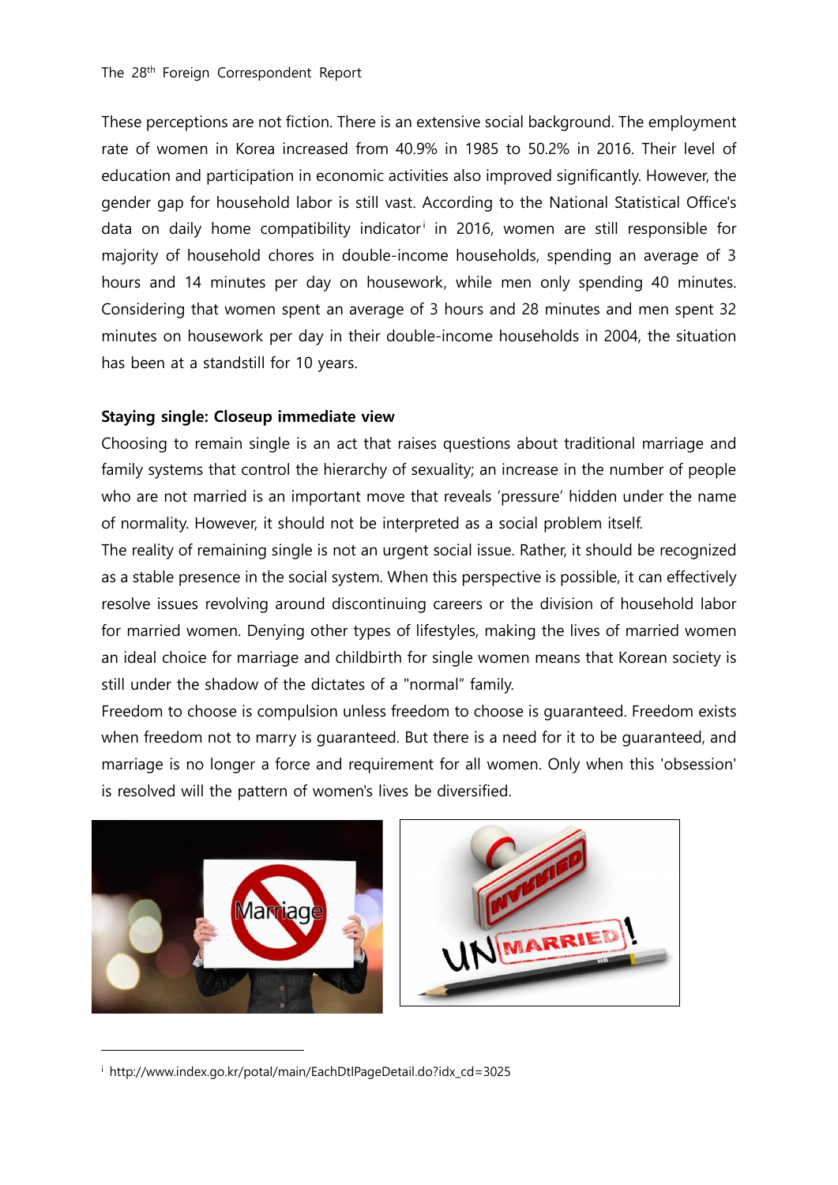These perceptions are not fiction. There is an extensive social background. The employment rate of women in Korea increased from 40.9% in 1985 to 50.2% in 2016. Their level of education and participation in economic activities also improved significantly. However, the gender gap for household labor is still vast. According to the National Statistical Office's data on daily home compatibility indicator[i] in 2016, women are still responsible for majority of household chores in double-income households, spending an average of 3 hours and 14 minutes per day on housework, while men only spending 40 minutes. Considering that women spent an average of 3 hours and 28 minutes and men spent 32 minutes on housework per day in their double-income households in 2004, the situation has been at a standstill for 10 years.

**Staying single: Closeup immediate view**

Choosing to remain single is an act that raises questions about traditional marriage and family systems that control the hierarchy of sexuality; an increase in the number of people who are not married is an important move that reveals 'pressure' hidden under the name of normality. However, it should not be interpreted as a social problem itself.

The reality of remaining single is not an urgent social issue. Rather, it should be recognized as a stable presence in the social system. When this perspective is possible, it can effectively resolve issues revolving around discontinuing careers or the division of household labor for married women. Denying other types of lifestyles, making the lives of married women an ideal choice for marriage and childbirth for single women means that Korean society is still under the shadow of the dictates of a "normal" family.

Freedom to choose is compulsion unless freedom to choose is guaranteed. Freedom exists when freedom not to marry is guaranteed. But there is a need for it to be guaranteed, and marriage is no longer a force and requirement for all women. Only when this 'obsession' is resolved will the pattern of women's lives be diversified.

[i] http://www.index.go.kr/potal/main/EachDtlPageDetail.do?idx_cd=3025